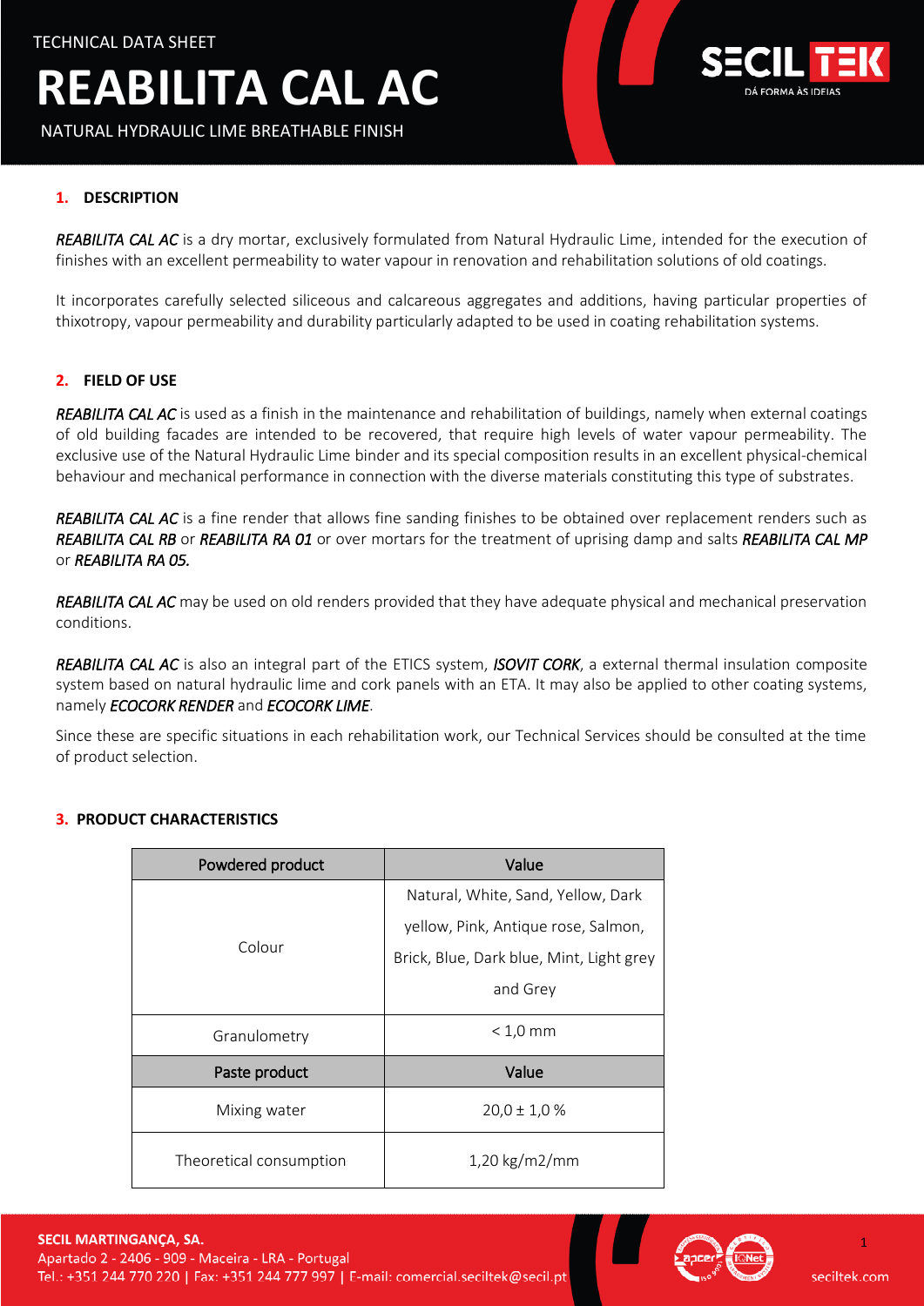TECHNICAL DATA SHEET

# REABILITA CAL AC

NATURAL HYDRAULIC LIME BREATHABLE FINISH

## 1. DESCRIPTION

*REABILITA CAL AC* is a dry mortar, exclusively formulated from Natural Hydraulic Lime, intended for the execution of finishes with an excellent permeability to water vapour in renovation and rehabilitation solutions of old coatings.

It incorporates carefully selected siliceous and calcareous aggregates and additions, having particular properties of thixotropy, vapour permeability and durability particularly adapted to be used in coating rehabilitation systems.

## 2. FIELD OF USE

*REABILITA CAL AC* is used as a finish in the maintenance and rehabilitation of buildings, namely when external coatings of old building facades are intended to be recovered, that require high levels of water vapour permeability. The exclusive use of the Natural Hydraulic Lime binder and its special composition results in an excellent physical-chemical behaviour and mechanical performance in connection with the diverse materials constituting this type of substrates.

*REABILITA CAL AC* is a fine render that allows fine sanding finishes to be obtained over replacement renders such as *REABILITA CAL RB* or *REABILITA RA 01* or over mortars for the treatment of uprising damp and salts *REABILITA CAL MP* or *REABILITA RA 05.*

*REABILITA CAL AC* may be used on old renders provided that they have adequate physical and mechanical preservation conditions.

*REABILITA CAL AC* is also an integral part of the ETICS system, *ISOVIT CORK*, a external thermal insulation composite system based on natural hydraulic lime and cork panels with an ETA. It may also be applied to other coating systems, namely *ECOCORK RENDER* and *ECOCORK LIME*.

Since these are specific situations in each rehabilitation work, our Technical Services should be consulted at the time of product selection.

## 3. PRODUCT CHARACTERISTICS

| Powdered product | Value |
|---|---|
| Colour | Natural, White, Sand, Yellow, Dark yellow, Pink, Antique rose, Salmon, Brick, Blue, Dark blue, Mint, Light grey and Grey |
| Granulometry | < 1,0 mm |
| **Paste product** | **Value** |
| Mixing water | 20,0 ± 1,0 % |
| Theoretical consumption | 1,20 kg/m2/mm |

**SECIL MARTINGANÇA, SA.**
Apartado 2 - 2406 - 909 - Maceira - LRA - Portugal
Tel.: +351 244 770 220 | Fax: +351 244 777 997 | E-mail: comercial.seciltek@secil.pt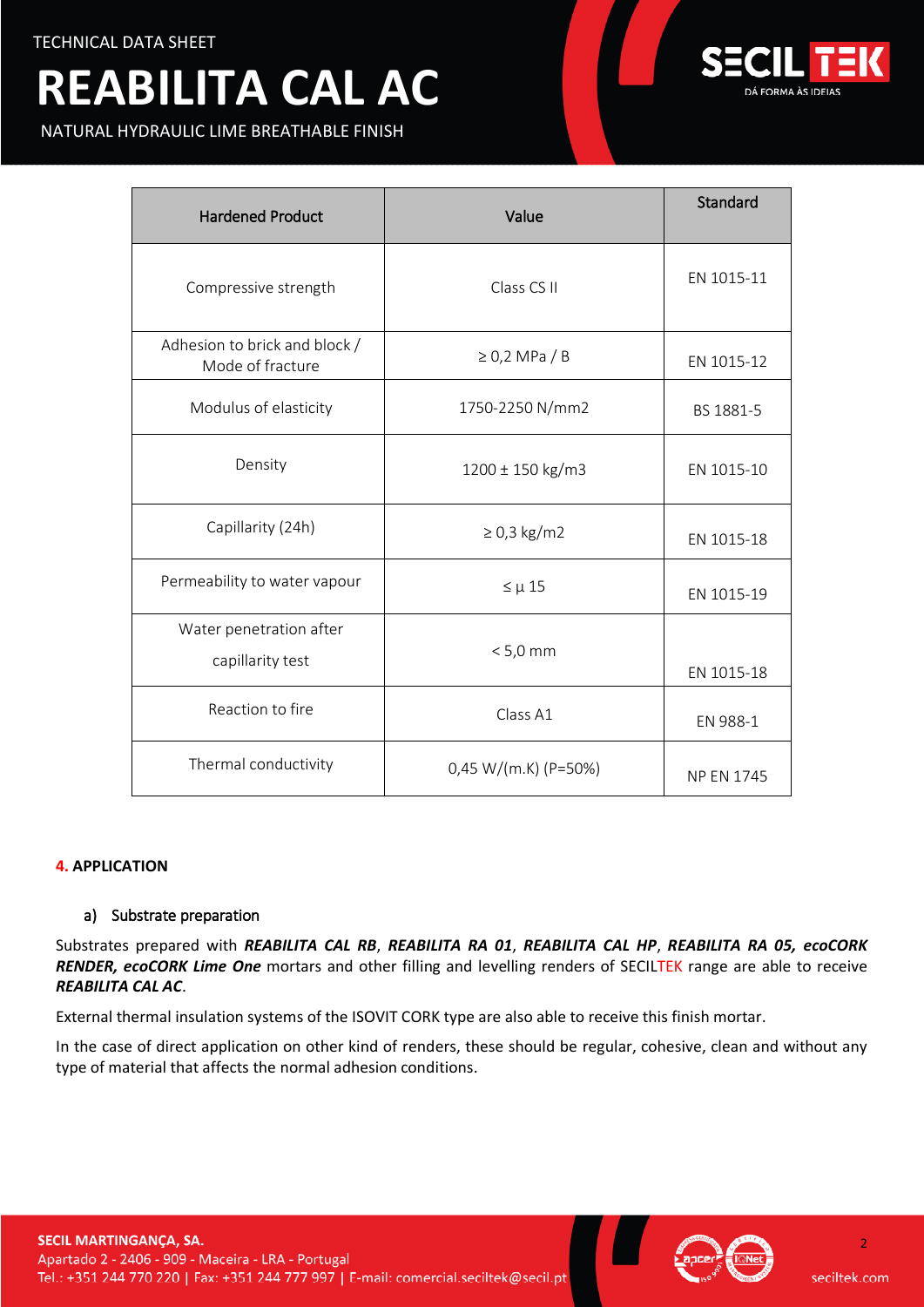| Hardened Product | Value | Standard |
|---|---|---|
| Compressive strength | Class CS II | EN 1015-11 |
| Adhesion to brick and block / Mode of fracture | ≥ 0,2 MPa / B | EN 1015-12 |
| Modulus of elasticity | 1750-2250 N/mm2 | BS 1881-5 |
| Density | 1200 ± 150 kg/m3 | EN 1015-10 |
| Capillarity (24h) | ≥ 0,3 kg/m2 | EN 1015-18 |
| Permeability to water vapour | ≤ μ 15 | EN 1015-19 |
| Water penetration after capillarity test | < 5,0 mm | EN 1015-18 |
| Reaction to fire | Class A1 | EN 988-1 |
| Thermal conductivity | 0,45 W/(m.K) (P=50%) | NP EN 1745 |

## 4. APPLICATION

### a) Substrate preparation

Substrates prepared with ***REABILITA CAL RB***, ***REABILITA RA 01***, ***REABILITA CAL HP***, ***REABILITA RA 05, ecoCORK RENDER, ecoCORK Lime One*** mortars and other filling and levelling renders of SECILTEK range are able to receive ***REABILITA CAL AC***.

External thermal insulation systems of the ISOVIT CORK type are also able to receive this finish mortar.

In the case of direct application on other kind of renders, these should be regular, cohesive, clean and without any type of material that affects the normal adhesion conditions.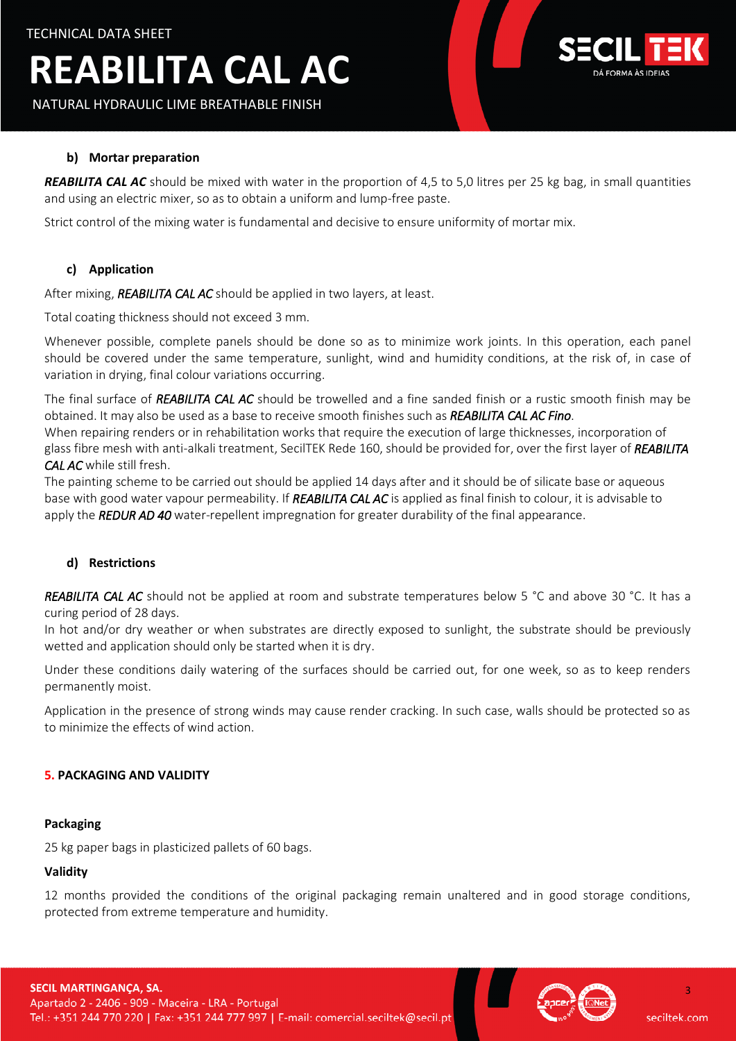#### b) Mortar preparation

***REABILITA CAL AC*** should be mixed with water in the proportion of 4,5 to 5,0 litres per 25 kg bag, in small quantities and using an electric mixer, so as to obtain a uniform and lump-free paste.

Strict control of the mixing water is fundamental and decisive to ensure uniformity of mortar mix.

#### c) Application

After mixing, ***REABILITA CAL AC*** should be applied in two layers, at least.

Total coating thickness should not exceed 3 mm.

Whenever possible, complete panels should be done so as to minimize work joints. In this operation, each panel should be covered under the same temperature, sunlight, wind and humidity conditions, at the risk of, in case of variation in drying, final colour variations occurring.

The final surface of ***REABILITA CAL AC*** should be trowelled and a fine sanded finish or a rustic smooth finish may be obtained. It may also be used as a base to receive smooth finishes such as ***REABILITA CAL AC Fino***.
When repairing renders or in rehabilitation works that require the execution of large thicknesses, incorporation of glass fibre mesh with anti-alkali treatment, SecilTEK Rede 160, should be provided for, over the first layer of ***REABILITA CAL AC*** while still fresh.
The painting scheme to be carried out should be applied 14 days after and it should be of silicate base or aqueous base with good water vapour permeability. If ***REABILITA CAL AC*** is applied as final finish to colour, it is advisable to apply the ***REDUR AD 40*** water-repellent impregnation for greater durability of the final appearance.

#### d) Restrictions

***REABILITA CAL AC*** should not be applied at room and substrate temperatures below 5 °C and above 30 °C. It has a curing period of 28 days.
In hot and/or dry weather or when substrates are directly exposed to sunlight, the substrate should be previously wetted and application should only be started when it is dry.

Under these conditions daily watering of the surfaces should be carried out, for one week, so as to keep renders permanently moist.

Application in the presence of strong winds may cause render cracking. In such case, walls should be protected so as to minimize the effects of wind action.

## 5. PACKAGING AND VALIDITY

### Packaging

25 kg paper bags in plasticized pallets of 60 bags.

### Validity

12 months provided the conditions of the original packaging remain unaltered and in good storage conditions, protected from extreme temperature and humidity.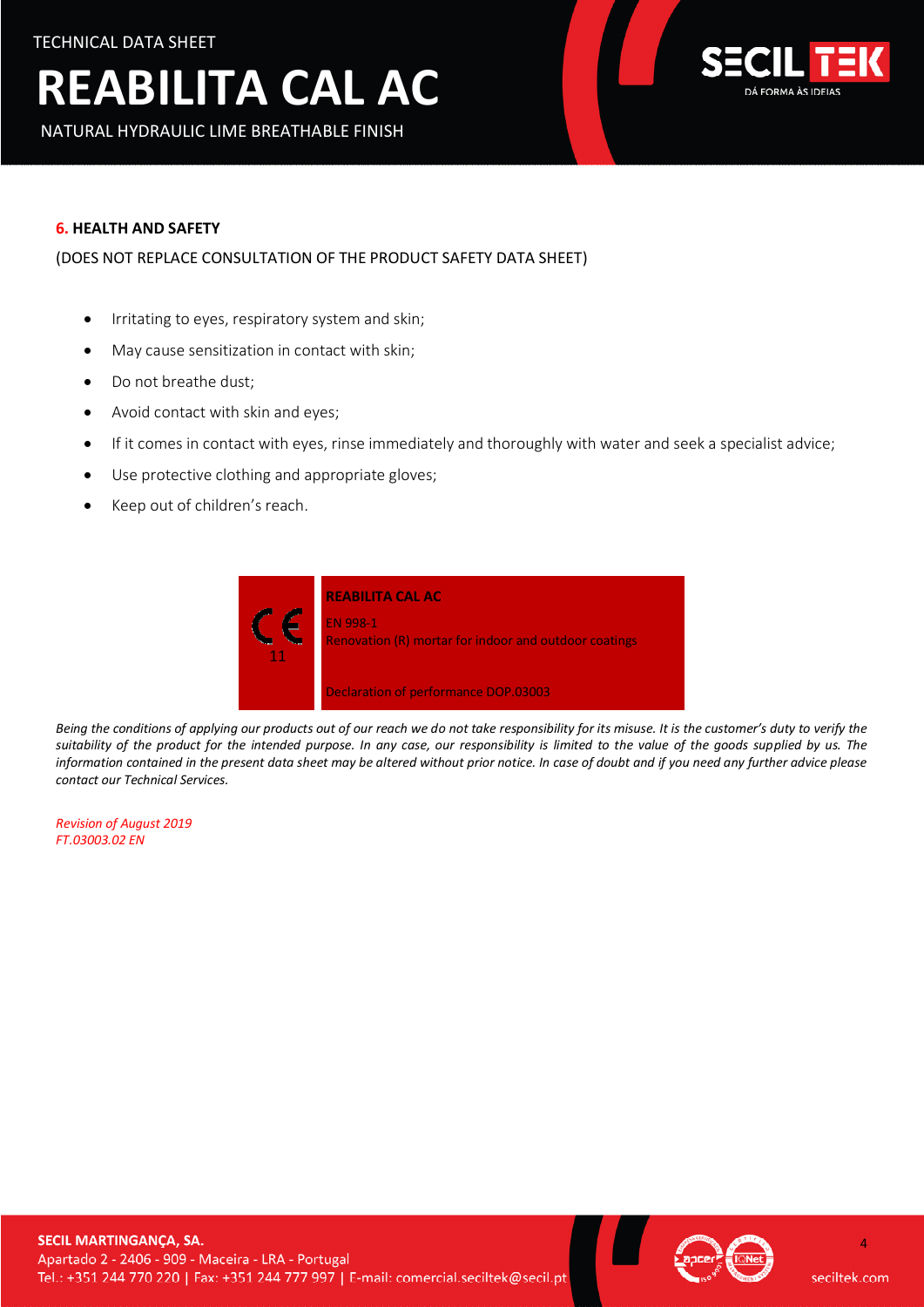### 6. HEALTH AND SAFETY

(DOES NOT REPLACE CONSULTATION OF THE PRODUCT SAFETY DATA SHEET)

- Irritating to eyes, respiratory system and skin;
- May cause sensitization in contact with skin;
- Do not breathe dust;
- Avoid contact with skin and eyes;
- If it comes in contact with eyes, rinse immediately and thoroughly with water and seek a specialist advice;
- Use protective clothing and appropriate gloves;
- Keep out of children's reach.

| | |
|---|---|
| CE 11 | **REABILITA CAL AC**<br>EN 998-1<br>Renovation (R) mortar for indoor and outdoor coatings<br><br>Declaration of performance DOP.03003 |

*Being the conditions of applying our products out of our reach we do not take responsibility for its misuse. It is the customer's duty to verify the suitability of the product for the intended purpose. In any case, our responsibility is limited to the value of the goods supplied by us. The information contained in the present data sheet may be altered without prior notice. In case of doubt and if you need any further advice please contact our Technical Services.*

*Revision of August 2019*
*FT.03003.02 EN*